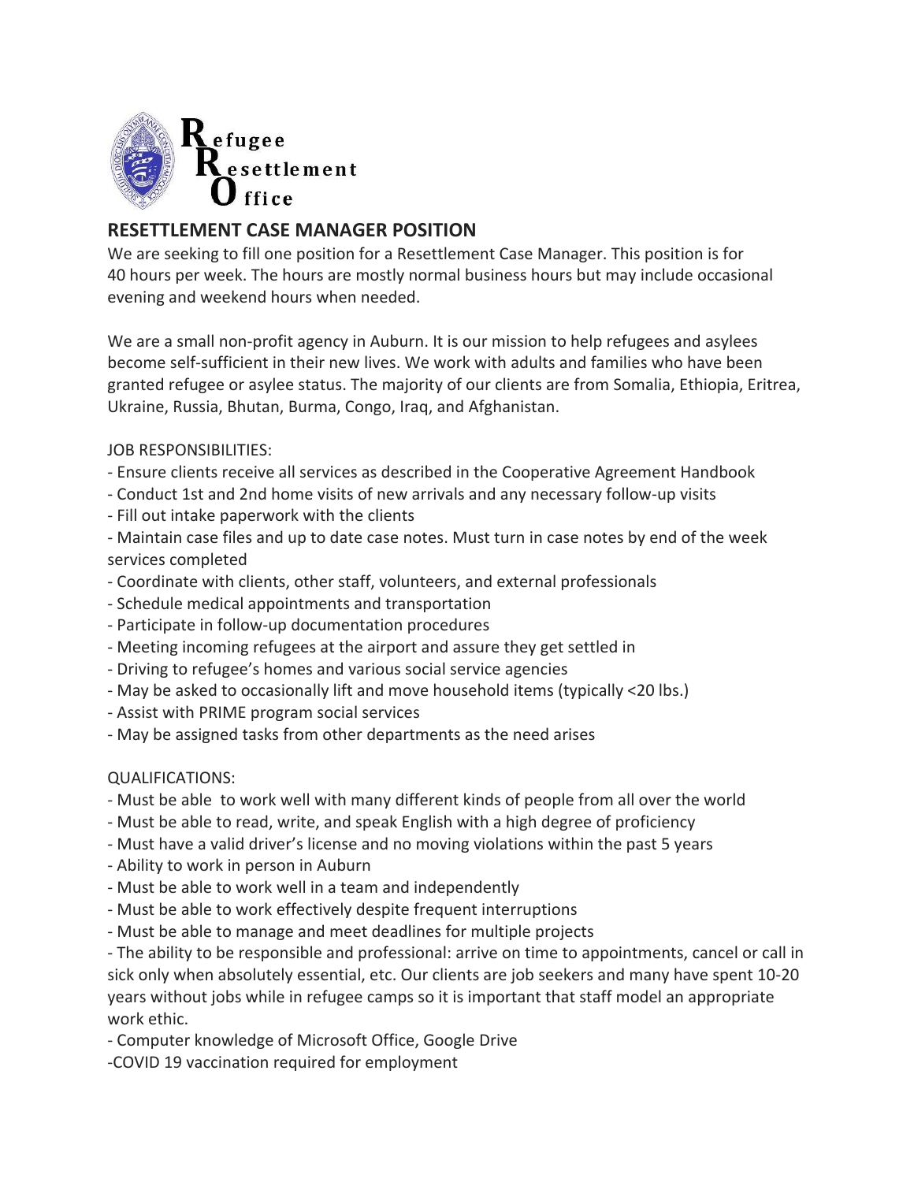**R**efugee
**R**esettlement
**O**ffice

## RESETTLEMENT CASE MANAGER POSITION

We are seeking to fill one position for a Resettlement Case Manager. This position is for 40 hours per week. The hours are mostly normal business hours but may include occasional evening and weekend hours when needed.

We are a small non-profit agency in Auburn. It is our mission to help refugees and asylees become self-sufficient in their new lives. We work with adults and families who have been granted refugee or asylee status. The majority of our clients are from Somalia, Ethiopia, Eritrea, Ukraine, Russia, Bhutan, Burma, Congo, Iraq, and Afghanistan.

JOB RESPONSIBILITIES:

- Ensure clients receive all services as described in the Cooperative Agreement Handbook
- Conduct 1st and 2nd home visits of new arrivals and any necessary follow-up visits
- Fill out intake paperwork with the clients
- Maintain case files and up to date case notes. Must turn in case notes by end of the week services completed
- Coordinate with clients, other staff, volunteers, and external professionals
- Schedule medical appointments and transportation
- Participate in follow-up documentation procedures
- Meeting incoming refugees at the airport and assure they get settled in
- Driving to refugee's homes and various social service agencies
- May be asked to occasionally lift and move household items (typically <20 lbs.)
- Assist with PRIME program social services
- May be assigned tasks from other departments as the need arises

QUALIFICATIONS:

- Must be able to work well with many different kinds of people from all over the world
- Must be able to read, write, and speak English with a high degree of proficiency
- Must have a valid driver's license and no moving violations within the past 5 years
- Ability to work in person in Auburn
- Must be able to work well in a team and independently
- Must be able to work effectively despite frequent interruptions
- Must be able to manage and meet deadlines for multiple projects
- The ability to be responsible and professional: arrive on time to appointments, cancel or call in sick only when absolutely essential, etc. Our clients are job seekers and many have spent 10-20 years without jobs while in refugee camps so it is important that staff model an appropriate work ethic.
- Computer knowledge of Microsoft Office, Google Drive
- COVID 19 vaccination required for employment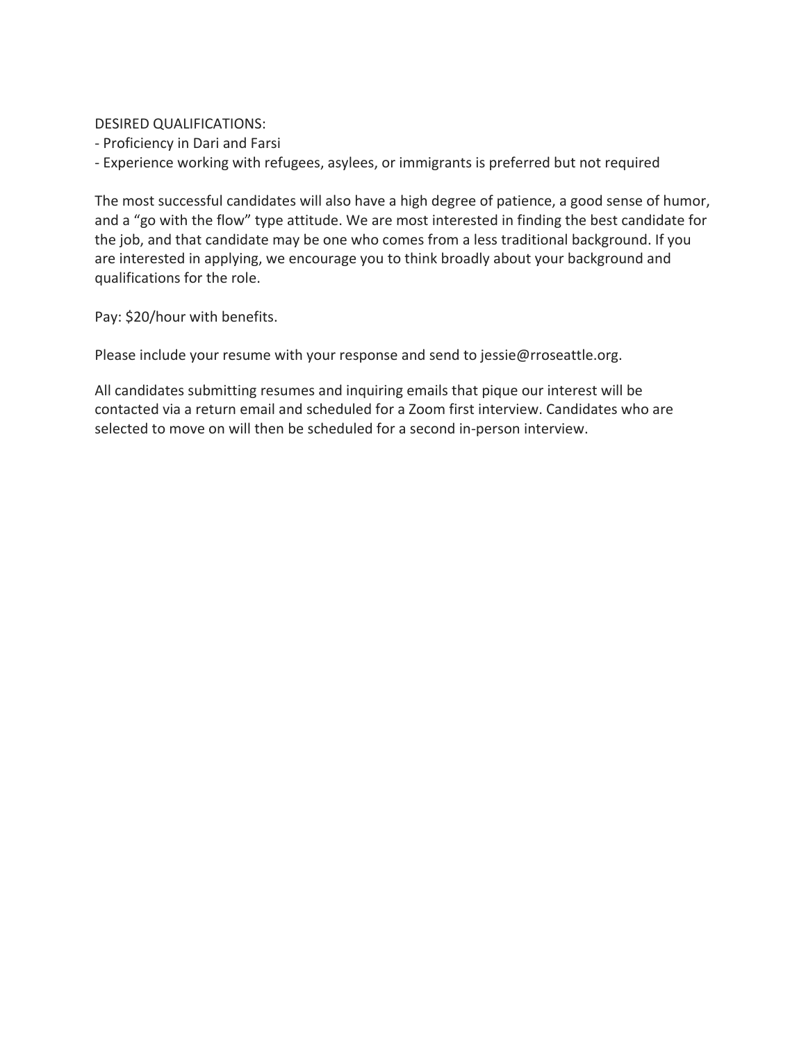DESIRED QUALIFICATIONS:

- Proficiency in Dari and Farsi
- Experience working with refugees, asylees, or immigrants is preferred but not required

The most successful candidates will also have a high degree of patience, a good sense of humor, and a “go with the flow” type attitude. We are most interested in finding the best candidate for the job, and that candidate may be one who comes from a less traditional background. If you are interested in applying, we encourage you to think broadly about your background and qualifications for the role.

Pay: $20/hour with benefits.

Please include your resume with your response and send to jessie@rroseattle.org.

All candidates submitting resumes and inquiring emails that pique our interest will be contacted via a return email and scheduled for a Zoom first interview. Candidates who are selected to move on will then be scheduled for a second in-person interview.